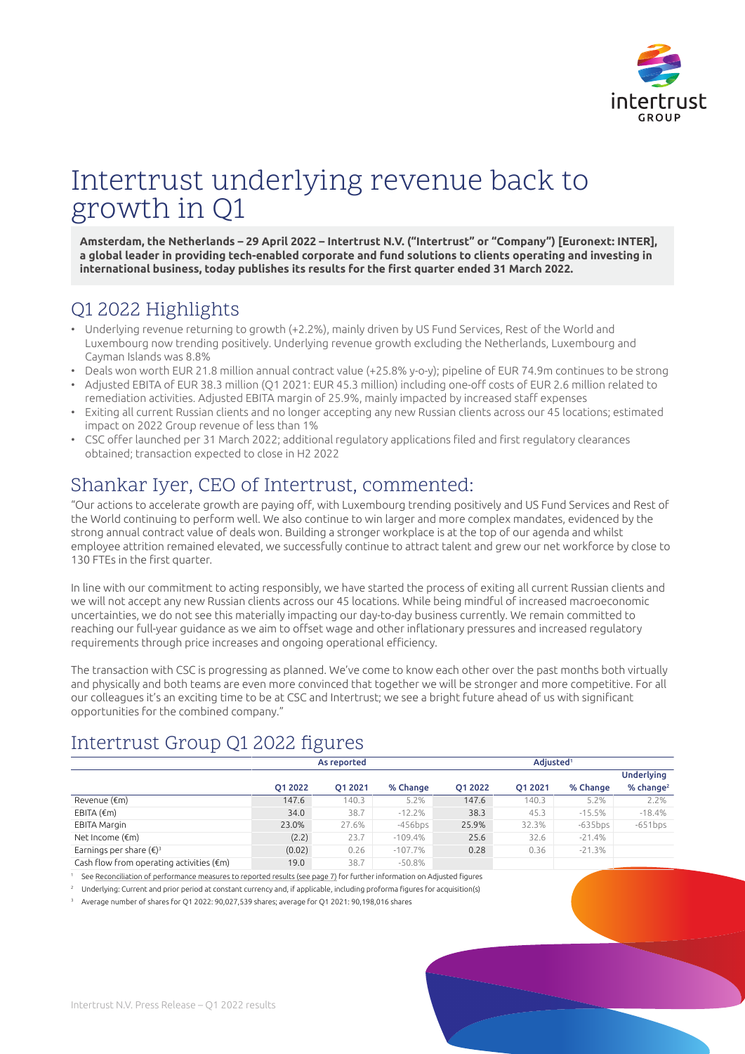# Intertrust underlying revenue back to growth in Q1

**Amsterdam, the Netherlands – 29 April 2022 – Intertrust N.V. ("Intertrust" or "Company") [Euronext: INTER], a global leader in providing tech-enabled corporate and fund solutions to clients operating and investing in international business, today publishes its results for the first quarter ended 31 March 2022.**

## Q1 2022 Highlights

- Underlying revenue returning to growth (+2.2%), mainly driven by US Fund Services, Rest of the World and Luxembourg now trending positively. Underlying revenue growth excluding the Netherlands, Luxembourg and Cayman Islands was 8.8%
- Deals won worth EUR 21.8 million annual contract value (+25.8% y-o-y); pipeline of EUR 74.9m continues to be strong
- Adjusted EBITA of EUR 38.3 million (Q1 2021: EUR 45.3 million) including one-off costs of EUR 2.6 million related to remediation activities. Adjusted EBITA margin of 25.9%, mainly impacted by increased staff expenses
- Exiting all current Russian clients and no longer accepting any new Russian clients across our 45 locations; estimated impact on 2022 Group revenue of less than 1%
- CSC offer launched per 31 March 2022; additional regulatory applications filed and first regulatory clearances obtained; transaction expected to close in H2 2022

## Shankar Iyer, CEO of Intertrust, commented:

"Our actions to accelerate growth are paying off, with Luxembourg trending positively and US Fund Services and Rest of the World continuing to perform well. We also continue to win larger and more complex mandates, evidenced by the strong annual contract value of deals won. Building a stronger workplace is at the top of our agenda and whilst employee attrition remained elevated, we successfully continue to attract talent and grew our net workforce by close to 130 FTEs in the first quarter.

In line with our commitment to acting responsibly, we have started the process of exiting all current Russian clients and we will not accept any new Russian clients across our 45 locations. While being mindful of increased macroeconomic uncertainties, we do not see this materially impacting our day-to-day business currently. We remain committed to reaching our full-year guidance as we aim to offset wage and other inflationary pressures and increased regulatory requirements through price increases and ongoing operational efficiency.

The transaction with CSC is progressing as planned. We've come to know each other over the past months both virtually and physically and both teams are even more convinced that together we will be stronger and more competitive. For all our colleagues it's an exciting time to be at CSC and Intertrust; we see a bright future ahead of us with significant opportunities for the combined company."

## Intertrust Group Q1 2022 figures

| | As reported | | | Adjusted[1] | | | |
|---|---|---|---|---|---|---|---|
| | Q1 2022 | Q1 2021 | % Change | Q1 2022 | Q1 2021 | % Change | Underlying % change[2] |
| Revenue (€m) | 147.6 | 140.3 | 5.2% | 147.6 | 140.3 | 5.2% | 2.2% |
| EBITA (€m) | 34.0 | 38.7 | -12.2% | 38.3 | 45.3 | -15.5% | -18.4% |
| EBITA Margin | 23.0% | 27.6% | -456bps | 25.9% | 32.3% | -635bps | -651bps |
| Net Income (€m) | (2.2) | 23.7 | -109.4% | 25.6 | 32.6 | -21.4% | |
| Earnings per share (€)[3] | (0.02) | 0.26 | -107.7% | 0.28 | 0.36 | -21.3% | |
| Cash flow from operating activities (€m) | 19.0 | 38.7 | -50.8% | | | | |

[1] See Reconciliation of performance measures to reported results (see page 7) for further information on Adjusted figures

[2] Underlying: Current and prior period at constant currency and, if applicable, including proforma figures for acquisition(s)

[3] Average number of shares for Q1 2022: 90,027,539 shares; average for Q1 2021: 90,198,016 shares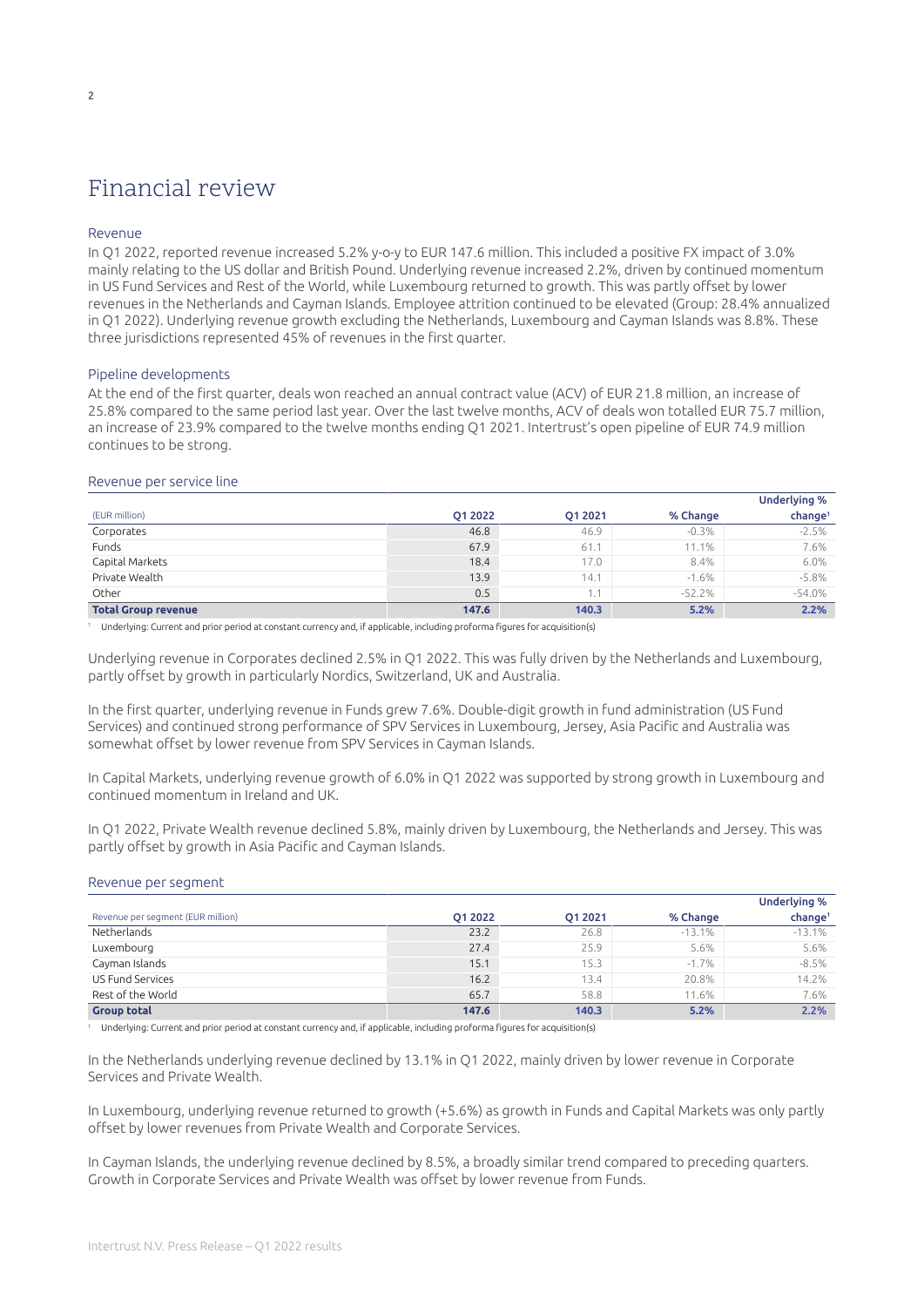# Financial review

## Revenue

In Q1 2022, reported revenue increased 5.2% y-o-y to EUR 147.6 million. This included a positive FX impact of 3.0% mainly relating to the US dollar and British Pound. Underlying revenue increased 2.2%, driven by continued momentum in US Fund Services and Rest of the World, while Luxembourg returned to growth. This was partly offset by lower revenues in the Netherlands and Cayman Islands. Employee attrition continued to be elevated (Group: 28.4% annualized in Q1 2022). Underlying revenue growth excluding the Netherlands, Luxembourg and Cayman Islands was 8.8%. These three jurisdictions represented 45% of revenues in the first quarter.

## Pipeline developments

At the end of the first quarter, deals won reached an annual contract value (ACV) of EUR 21.8 million, an increase of 25.8% compared to the same period last year. Over the last twelve months, ACV of deals won totalled EUR 75.7 million, an increase of 23.9% compared to the twelve months ending Q1 2021. Intertrust's open pipeline of EUR 74.9 million continues to be strong.

## Revenue per service line

| (EUR million) | Q1 2022 | Q1 2021 | % Change | Underlying % change[1] |
|---|---|---|---|---|
| Corporates | 46.8 | 46.9 | -0.3% | -2.5% |
| Funds | 67.9 | 61.1 | 11.1% | 7.6% |
| Capital Markets | 18.4 | 17.0 | 8.4% | 6.0% |
| Private Wealth | 13.9 | 14.1 | -1.6% | -5.8% |
| Other | 0.5 | 1.1 | -52.2% | -54.0% |
| **Total Group revenue** | **147.6** | **140.3** | **5.2%** | **2.2%** |

[1] Underlying: Current and prior period at constant currency and, if applicable, including proforma figures for acquisition(s)

Underlying revenue in Corporates declined 2.5% in Q1 2022. This was fully driven by the Netherlands and Luxembourg, partly offset by growth in particularly Nordics, Switzerland, UK and Australia.

In the first quarter, underlying revenue in Funds grew 7.6%. Double-digit growth in fund administration (US Fund Services) and continued strong performance of SPV Services in Luxembourg, Jersey, Asia Pacific and Australia was somewhat offset by lower revenue from SPV Services in Cayman Islands.

In Capital Markets, underlying revenue growth of 6.0% in Q1 2022 was supported by strong growth in Luxembourg and continued momentum in Ireland and UK.

In Q1 2022, Private Wealth revenue declined 5.8%, mainly driven by Luxembourg, the Netherlands and Jersey. This was partly offset by growth in Asia Pacific and Cayman Islands.

## Revenue per segment

| Revenue per segment (EUR million) | Q1 2022 | Q1 2021 | % Change | Underlying % change[1] |
|---|---|---|---|---|
| Netherlands | 23.2 | 26.8 | -13.1% | -13.1% |
| Luxembourg | 27.4 | 25.9 | 5.6% | 5.6% |
| Cayman Islands | 15.1 | 15.3 | -1.7% | -8.5% |
| US Fund Services | 16.2 | 13.4 | 20.8% | 14.2% |
| Rest of the World | 65.7 | 58.8 | 11.6% | 7.6% |
| **Group total** | **147.6** | **140.3** | **5.2%** | **2.2%** |

[1] Underlying: Current and prior period at constant currency and, if applicable, including proforma figures for acquisition(s)

In the Netherlands underlying revenue declined by 13.1% in Q1 2022, mainly driven by lower revenue in Corporate Services and Private Wealth.

In Luxembourg, underlying revenue returned to growth (+5.6%) as growth in Funds and Capital Markets was only partly offset by lower revenues from Private Wealth and Corporate Services.

In Cayman Islands, the underlying revenue declined by 8.5%, a broadly similar trend compared to preceding quarters. Growth in Corporate Services and Private Wealth was offset by lower revenue from Funds.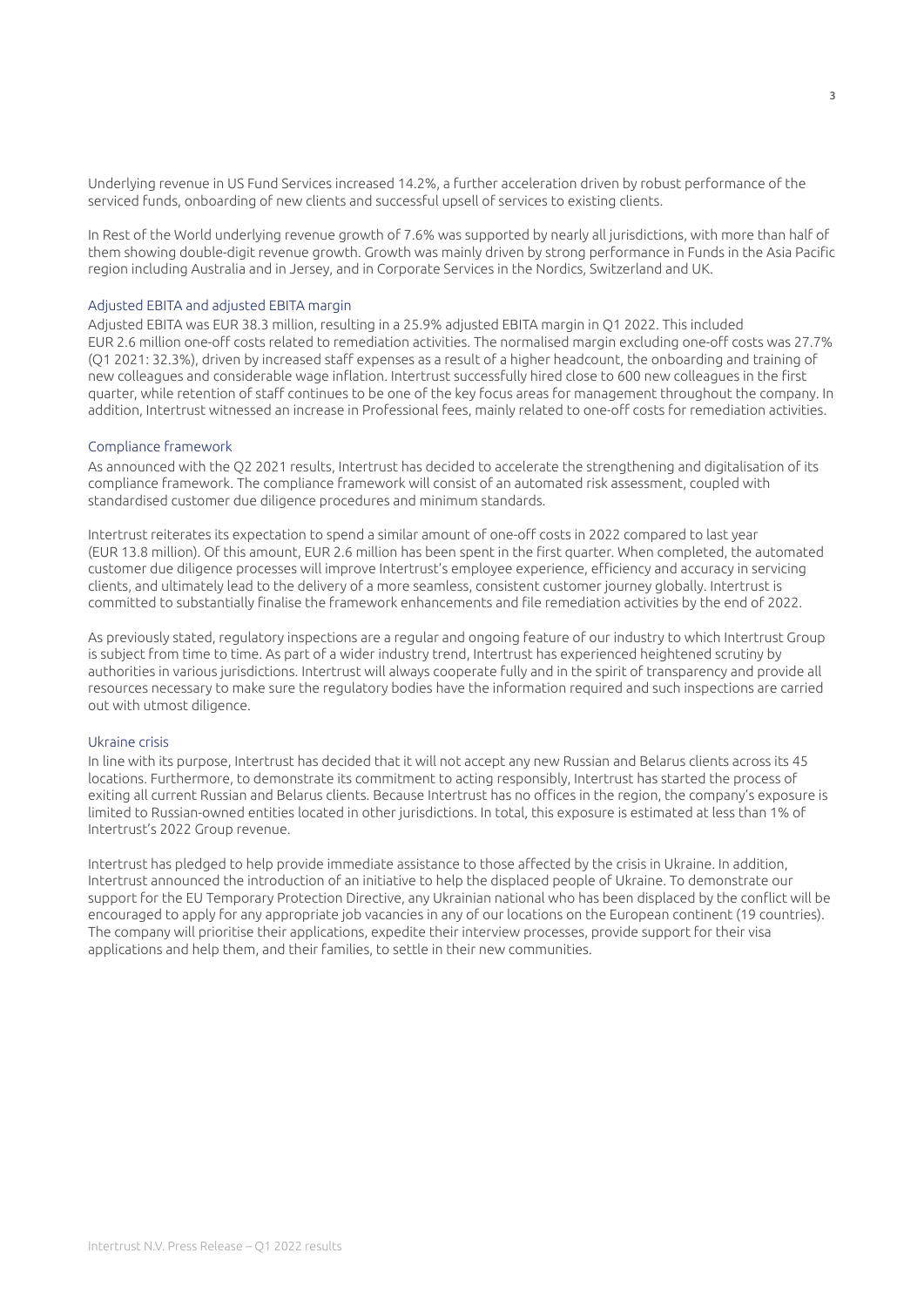Underlying revenue in US Fund Services increased 14.2%, a further acceleration driven by robust performance of the serviced funds, onboarding of new clients and successful upsell of services to existing clients.

In Rest of the World underlying revenue growth of 7.6% was supported by nearly all jurisdictions, with more than half of them showing double-digit revenue growth. Growth was mainly driven by strong performance in Funds in the Asia Pacific region including Australia and in Jersey, and in Corporate Services in the Nordics, Switzerland and UK.

## Adjusted EBITA and adjusted EBITA margin

Adjusted EBITA was EUR 38.3 million, resulting in a 25.9% adjusted EBITA margin in Q1 2022. This included EUR 2.6 million one-off costs related to remediation activities. The normalised margin excluding one-off costs was 27.7% (Q1 2021: 32.3%), driven by increased staff expenses as a result of a higher headcount, the onboarding and training of new colleagues and considerable wage inflation. Intertrust successfully hired close to 600 new colleagues in the first quarter, while retention of staff continues to be one of the key focus areas for management throughout the company. In addition, Intertrust witnessed an increase in Professional fees, mainly related to one-off costs for remediation activities.

## Compliance framework

As announced with the Q2 2021 results, Intertrust has decided to accelerate the strengthening and digitalisation of its compliance framework. The compliance framework will consist of an automated risk assessment, coupled with standardised customer due diligence procedures and minimum standards.

Intertrust reiterates its expectation to spend a similar amount of one-off costs in 2022 compared to last year (EUR 13.8 million). Of this amount, EUR 2.6 million has been spent in the first quarter. When completed, the automated customer due diligence processes will improve Intertrust's employee experience, efficiency and accuracy in servicing clients, and ultimately lead to the delivery of a more seamless, consistent customer journey globally. Intertrust is committed to substantially finalise the framework enhancements and file remediation activities by the end of 2022.

As previously stated, regulatory inspections are a regular and ongoing feature of our industry to which Intertrust Group is subject from time to time. As part of a wider industry trend, Intertrust has experienced heightened scrutiny by authorities in various jurisdictions. Intertrust will always cooperate fully and in the spirit of transparency and provide all resources necessary to make sure the regulatory bodies have the information required and such inspections are carried out with utmost diligence.

## Ukraine crisis

In line with its purpose, Intertrust has decided that it will not accept any new Russian and Belarus clients across its 45 locations. Furthermore, to demonstrate its commitment to acting responsibly, Intertrust has started the process of exiting all current Russian and Belarus clients. Because Intertrust has no offices in the region, the company's exposure is limited to Russian-owned entities located in other jurisdictions. In total, this exposure is estimated at less than 1% of Intertrust's 2022 Group revenue.

Intertrust has pledged to help provide immediate assistance to those affected by the crisis in Ukraine. In addition, Intertrust announced the introduction of an initiative to help the displaced people of Ukraine. To demonstrate our support for the EU Temporary Protection Directive, any Ukrainian national who has been displaced by the conflict will be encouraged to apply for any appropriate job vacancies in any of our locations on the European continent (19 countries). The company will prioritise their applications, expedite their interview processes, provide support for their visa applications and help them, and their families, to settle in their new communities.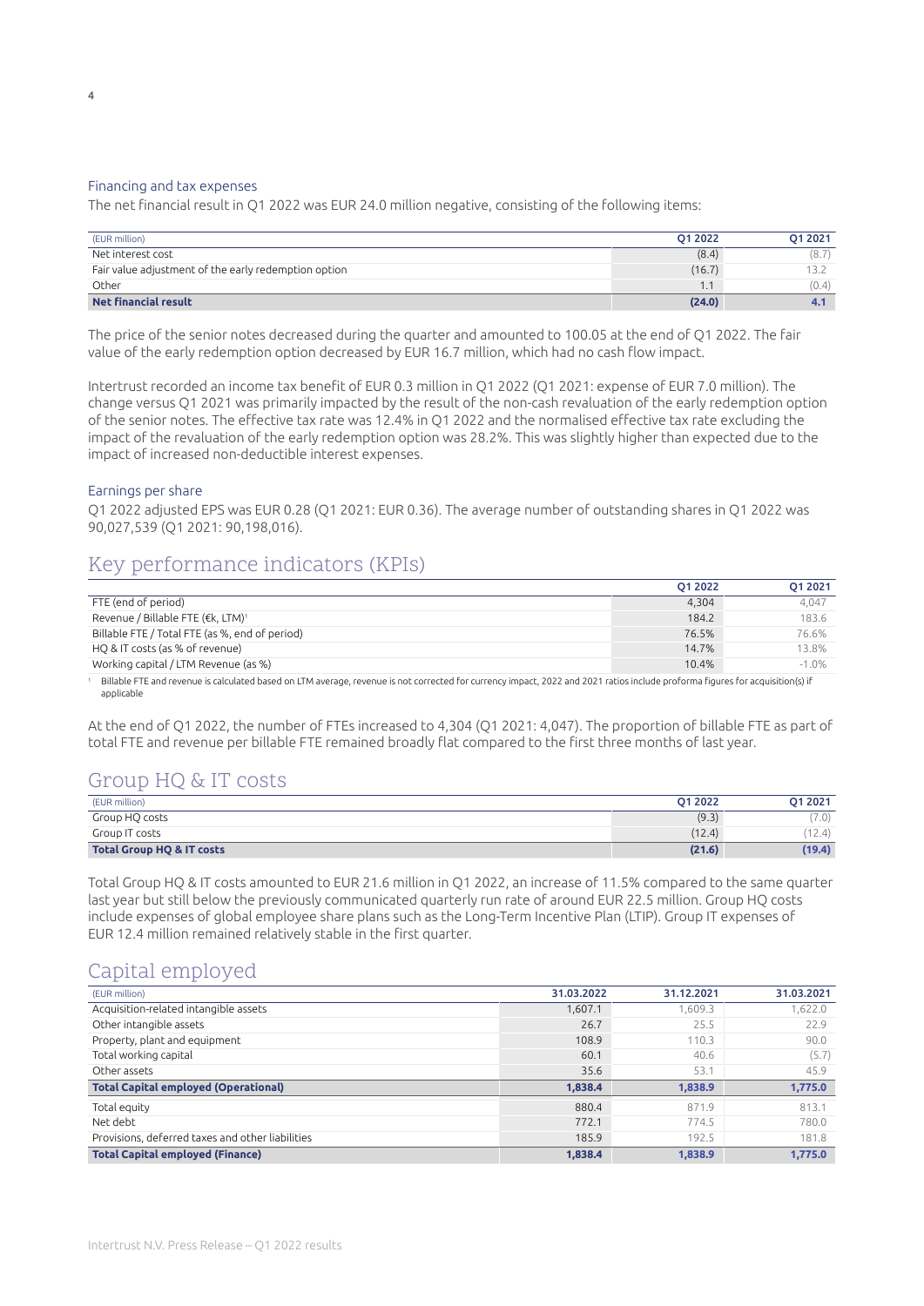### Financing and tax expenses

The net financial result in Q1 2022 was EUR 24.0 million negative, consisting of the following items:

| (EUR million) | Q1 2022 | Q1 2021 |
|---|---|---|
| Net interest cost | (8.4) | (8.7) |
| Fair value adjustment of the early redemption option | (16.7) | 13.2 |
| Other | 1.1 | (0.4) |
| **Net financial result** | **(24.0)** | **4.1** |

The price of the senior notes decreased during the quarter and amounted to 100.05 at the end of Q1 2022. The fair value of the early redemption option decreased by EUR 16.7 million, which had no cash flow impact.

Intertrust recorded an income tax benefit of EUR 0.3 million in Q1 2022 (Q1 2021: expense of EUR 7.0 million). The change versus Q1 2021 was primarily impacted by the result of the non-cash revaluation of the early redemption option of the senior notes. The effective tax rate was 12.4% in Q1 2022 and the normalised effective tax rate excluding the impact of the revaluation of the early redemption option was 28.2%. This was slightly higher than expected due to the impact of increased non-deductible interest expenses.

### Earnings per share

Q1 2022 adjusted EPS was EUR 0.28 (Q1 2021: EUR 0.36). The average number of outstanding shares in Q1 2022 was 90,027,539 (Q1 2021: 90,198,016).

## Key performance indicators (KPIs)

| | Q1 2022 | Q1 2021 |
|---|---|---|
| FTE (end of period) | 4,304 | 4,047 |
| Revenue / Billable FTE (€k, LTM)[1] | 184.2 | 183.6 |
| Billable FTE / Total FTE (as %, end of period) | 76.5% | 76.6% |
| HQ & IT costs (as % of revenue) | 14.7% | 13.8% |
| Working capital / LTM Revenue (as %) | 10.4% | -1.0% |

[1] Billable FTE and revenue is calculated based on LTM average, revenue is not corrected for currency impact, 2022 and 2021 ratios include proforma figures for acquisition(s) if applicable

At the end of Q1 2022, the number of FTEs increased to 4,304 (Q1 2021: 4,047). The proportion of billable FTE as part of total FTE and revenue per billable FTE remained broadly flat compared to the first three months of last year.

## Group HQ & IT costs

| (EUR million) | Q1 2022 | Q1 2021 |
|---|---|---|
| Group HQ costs | (9.3) | (7.0) |
| Group IT costs | (12.4) | (12.4) |
| **Total Group HQ & IT costs** | **(21.6)** | **(19.4)** |

Total Group HQ & IT costs amounted to EUR 21.6 million in Q1 2022, an increase of 11.5% compared to the same quarter last year but still below the previously communicated quarterly run rate of around EUR 22.5 million. Group HQ costs include expenses of global employee share plans such as the Long-Term Incentive Plan (LTIP). Group IT expenses of EUR 12.4 million remained relatively stable in the first quarter.

## Capital employed

| (EUR million) | 31.03.2022 | 31.12.2021 | 31.03.2021 |
|---|---|---|---|
| Acquisition-related intangible assets | 1,607.1 | 1,609.3 | 1,622.0 |
| Other intangible assets | 26.7 | 25.5 | 22.9 |
| Property, plant and equipment | 108.9 | 110.3 | 90.0 |
| Total working capital | 60.1 | 40.6 | (5.7) |
| Other assets | 35.6 | 53.1 | 45.9 |
| **Total Capital employed (Operational)** | **1,838.4** | **1,838.9** | **1,775.0** |
| Total equity | 880.4 | 871.9 | 813.1 |
| Net debt | 772.1 | 774.5 | 780.0 |
| Provisions, deferred taxes and other liabilities | 185.9 | 192.5 | 181.8 |
| **Total Capital employed (Finance)** | **1,838.4** | **1,838.9** | **1,775.0** |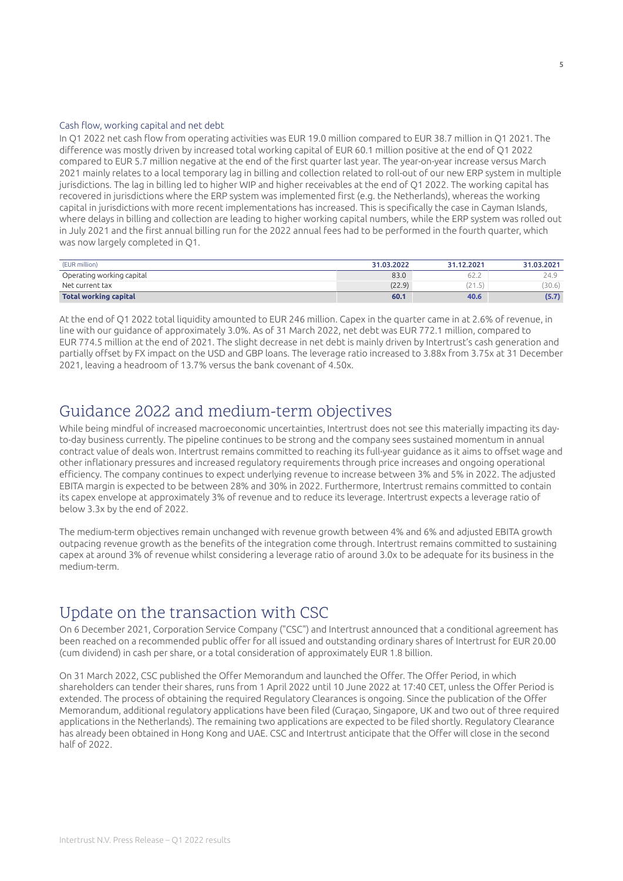### Cash flow, working capital and net debt

In Q1 2022 net cash flow from operating activities was EUR 19.0 million compared to EUR 38.7 million in Q1 2021. The difference was mostly driven by increased total working capital of EUR 60.1 million positive at the end of Q1 2022 compared to EUR 5.7 million negative at the end of the first quarter last year. The year-on-year increase versus March 2021 mainly relates to a local temporary lag in billing and collection related to roll-out of our new ERP system in multiple jurisdictions. The lag in billing led to higher WIP and higher receivables at the end of Q1 2022. The working capital has recovered in jurisdictions where the ERP system was implemented first (e.g. the Netherlands), whereas the working capital in jurisdictions with more recent implementations has increased. This is specifically the case in Cayman Islands, where delays in billing and collection are leading to higher working capital numbers, while the ERP system was rolled out in July 2021 and the first annual billing run for the 2022 annual fees had to be performed in the fourth quarter, which was now largely completed in Q1.

| (EUR million) | 31.03.2022 | 31.12.2021 | 31.03.2021 |
|---|---|---|---|
| Operating working capital | 83.0 | 62.2 | 24.9 |
| Net current tax | (22.9) | (21.5) | (30.6) |
| **Total working capital** | **60.1** | **40.6** | **(5.7)** |

At the end of Q1 2022 total liquidity amounted to EUR 246 million. Capex in the quarter came in at 2.6% of revenue, in line with our guidance of approximately 3.0%. As of 31 March 2022, net debt was EUR 772.1 million, compared to EUR 774.5 million at the end of 2021. The slight decrease in net debt is mainly driven by Intertrust's cash generation and partially offset by FX impact on the USD and GBP loans. The leverage ratio increased to 3.88x from 3.75x at 31 December 2021, leaving a headroom of 13.7% versus the bank covenant of 4.50x.

## Guidance 2022 and medium-term objectives

While being mindful of increased macroeconomic uncertainties, Intertrust does not see this materially impacting its day-to-day business currently. The pipeline continues to be strong and the company sees sustained momentum in annual contract value of deals won. Intertrust remains committed to reaching its full-year guidance as it aims to offset wage and other inflationary pressures and increased regulatory requirements through price increases and ongoing operational efficiency. The company continues to expect underlying revenue to increase between 3% and 5% in 2022. The adjusted EBITA margin is expected to be between 28% and 30% in 2022. Furthermore, Intertrust remains committed to contain its capex envelope at approximately 3% of revenue and to reduce its leverage. Intertrust expects a leverage ratio of below 3.3x by the end of 2022.

The medium-term objectives remain unchanged with revenue growth between 4% and 6% and adjusted EBITA growth outpacing revenue growth as the benefits of the integration come through. Intertrust remains committed to sustaining capex at around 3% of revenue whilst considering a leverage ratio of around 3.0x to be adequate for its business in the medium-term.

## Update on the transaction with CSC

On 6 December 2021, Corporation Service Company ("CSC") and Intertrust announced that a conditional agreement has been reached on a recommended public offer for all issued and outstanding ordinary shares of Intertrust for EUR 20.00 (cum dividend) in cash per share, or a total consideration of approximately EUR 1.8 billion.

On 31 March 2022, CSC published the Offer Memorandum and launched the Offer. The Offer Period, in which shareholders can tender their shares, runs from 1 April 2022 until 10 June 2022 at 17:40 CET, unless the Offer Period is extended. The process of obtaining the required Regulatory Clearances is ongoing. Since the publication of the Offer Memorandum, additional regulatory applications have been filed (Curaçao, Singapore, UK and two out of three required applications in the Netherlands). The remaining two applications are expected to be filed shortly. Regulatory Clearance has already been obtained in Hong Kong and UAE. CSC and Intertrust anticipate that the Offer will close in the second half of 2022.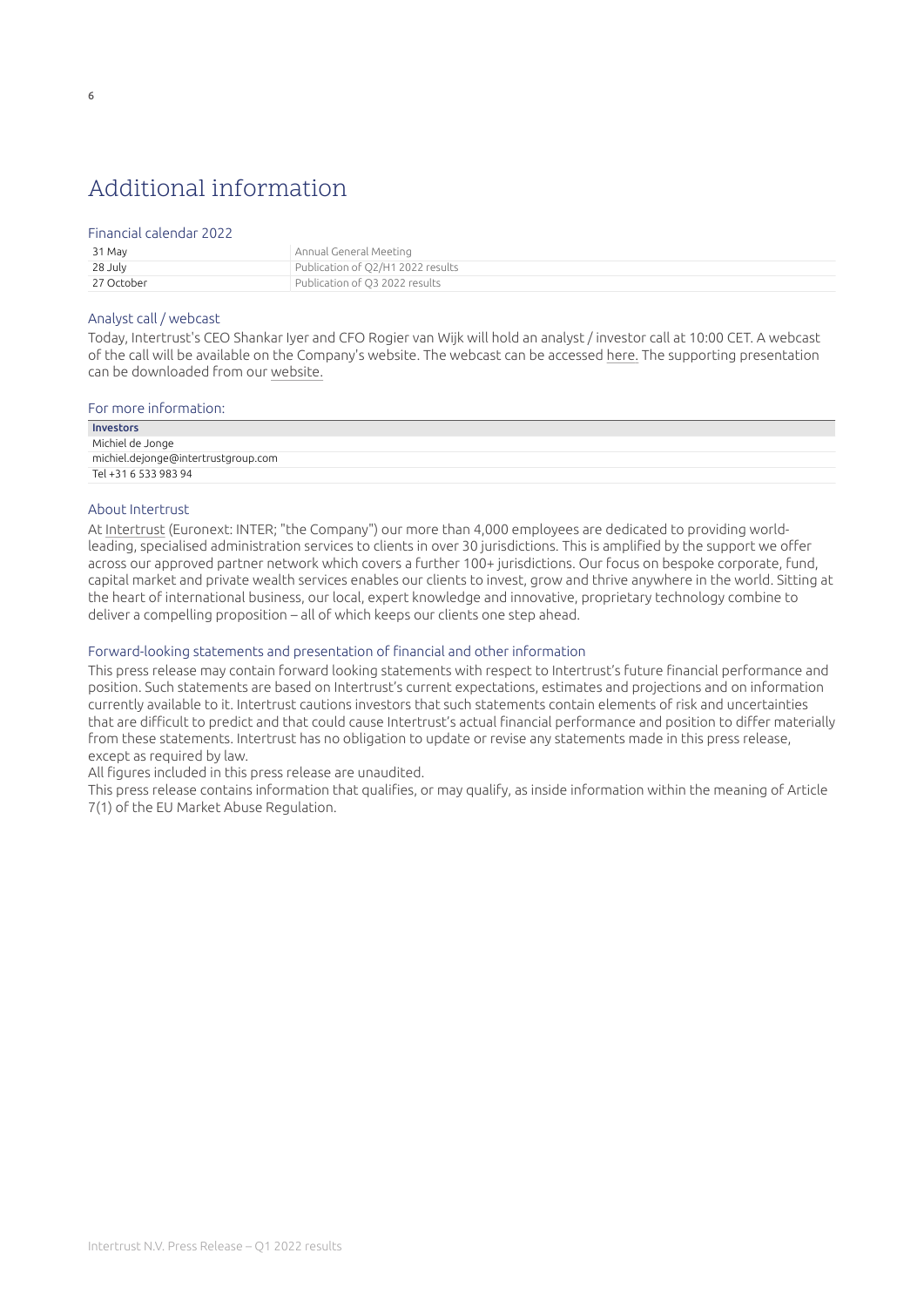# Additional information

## Financial calendar 2022

| | |
|---|---|
| 31 May | Annual General Meeting |
| 28 July | Publication of Q2/H1 2022 results |
| 27 October | Publication of Q3 2022 results |

## Analyst call / webcast

Today, Intertrust's CEO Shankar Iyer and CFO Rogier van Wijk will hold an analyst / investor call at 10:00 CET. A webcast of the call will be available on the Company's website. The webcast can be accessed here. The supporting presentation can be downloaded from our website.

## For more information:

| **Investors** |
|---|
| Michiel de Jonge |
| michiel.dejonge@intertrustgroup.com |
| Tel +31 6 533 983 94 |

## About Intertrust

At Intertrust (Euronext: INTER; "the Company") our more than 4,000 employees are dedicated to providing world-leading, specialised administration services to clients in over 30 jurisdictions. This is amplified by the support we offer across our approved partner network which covers a further 100+ jurisdictions. Our focus on bespoke corporate, fund, capital market and private wealth services enables our clients to invest, grow and thrive anywhere in the world. Sitting at the heart of international business, our local, expert knowledge and innovative, proprietary technology combine to deliver a compelling proposition – all of which keeps our clients one step ahead.

## Forward-looking statements and presentation of financial and other information

This press release may contain forward looking statements with respect to Intertrust's future financial performance and position. Such statements are based on Intertrust's current expectations, estimates and projections and on information currently available to it. Intertrust cautions investors that such statements contain elements of risk and uncertainties that are difficult to predict and that could cause Intertrust's actual financial performance and position to differ materially from these statements. Intertrust has no obligation to update or revise any statements made in this press release, except as required by law.

All figures included in this press release are unaudited.

This press release contains information that qualifies, or may qualify, as inside information within the meaning of Article 7(1) of the EU Market Abuse Regulation.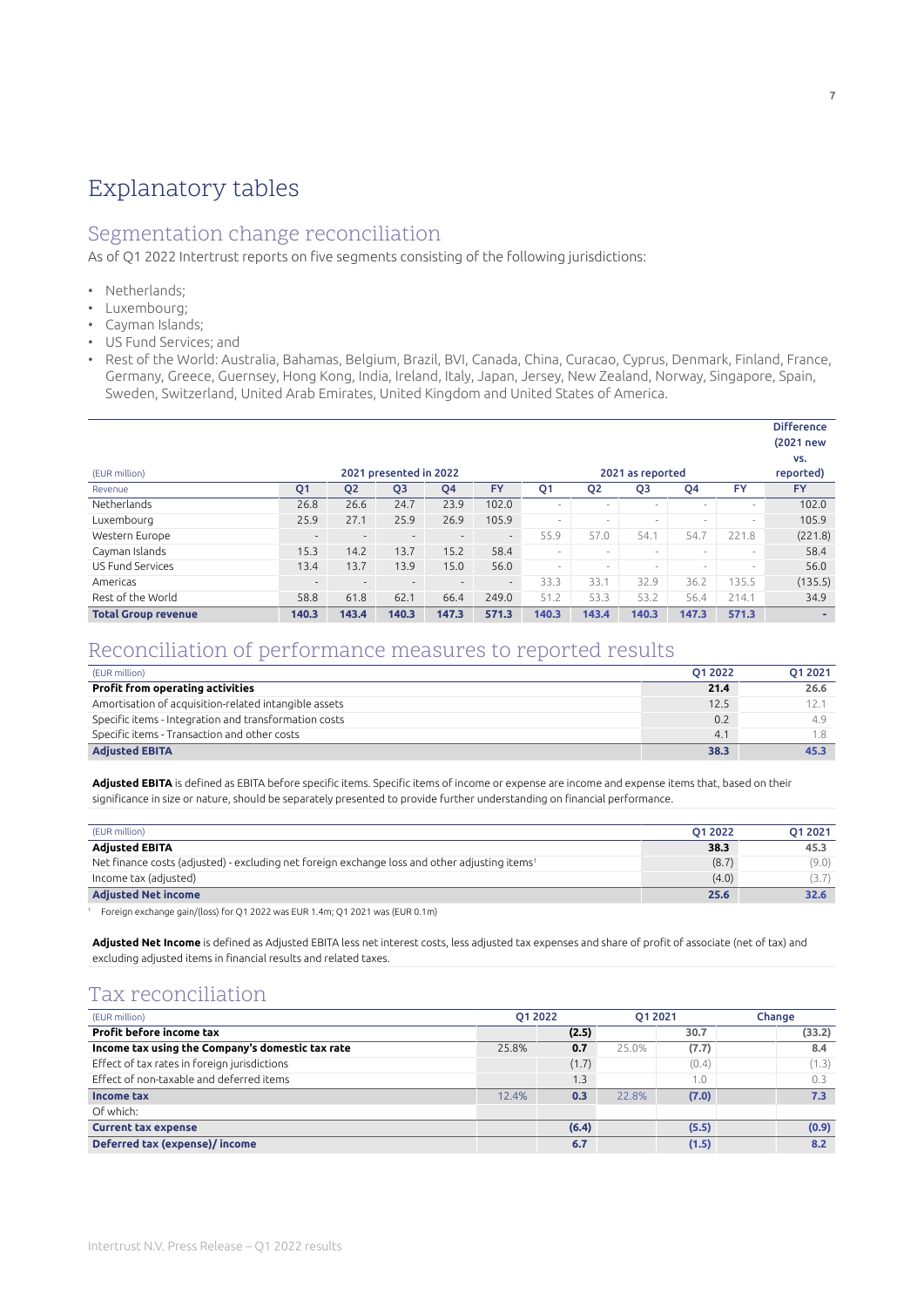# Explanatory tables

## Segmentation change reconciliation

As of Q1 2022 Intertrust reports on five segments consisting of the following jurisdictions:

- Netherlands;
- Luxembourg;
- Cayman Islands;
- US Fund Services; and
- Rest of the World: Australia, Bahamas, Belgium, Brazil, BVI, Canada, China, Curacao, Cyprus, Denmark, Finland, France, Germany, Greece, Guernsey, Hong Kong, India, Ireland, Italy, Japan, Jersey, New Zealand, Norway, Singapore, Spain, Sweden, Switzerland, United Arab Emirates, United Kingdom and United States of America.

| (EUR million) | 2021 presented in 2022 | | | | | 2021 as reported | | | | | Difference (2021 new vs. reported) |
|---|---|---|---|---|---|---|---|---|---|---|---|
| Revenue | Q1 | Q2 | Q3 | Q4 | FY | Q1 | Q2 | Q3 | Q4 | FY | FY |
| Netherlands | 26.8 | 26.6 | 24.7 | 23.9 | 102.0 | - | - | - | - | - | 102.0 |
| Luxembourg | 25.9 | 27.1 | 25.9 | 26.9 | 105.9 | - | - | - | - | - | 105.9 |
| Western Europe | - | - | - | - | - | 55.9 | 57.0 | 54.1 | 54.7 | 221.8 | (221.8) |
| Cayman Islands | 15.3 | 14.2 | 13.7 | 15.2 | 58.4 | - | - | - | - | - | 58.4 |
| US Fund Services | 13.4 | 13.7 | 13.9 | 15.0 | 56.0 | - | - | - | - | - | 56.0 |
| Americas | - | - | - | - | - | 33.3 | 33.1 | 32.9 | 36.2 | 135.5 | (135.5) |
| Rest of the World | 58.8 | 61.8 | 62.1 | 66.4 | 249.0 | 51.2 | 53.3 | 53.2 | 56.4 | 214.1 | 34.9 |
| **Total Group revenue** | **140.3** | **143.4** | **140.3** | **147.3** | **571.3** | **140.3** | **143.4** | **140.3** | **147.3** | **571.3** | **-** |

## Reconciliation of performance measures to reported results

| (EUR million) | Q1 2022 | Q1 2021 |
|---|---|---|
| **Profit from operating activities** | **21.4** | **26.6** |
| Amortisation of acquisition-related intangible assets | 12.5 | 12.1 |
| Specific items - Integration and transformation costs | 0.2 | 4.9 |
| Specific items - Transaction and other costs | 4.1 | 1.8 |
| **Adjusted EBITA** | **38.3** | **45.3** |

**Adjusted EBITA** is defined as EBITA before specific items. Specific items of income or expense are income and expense items that, based on their significance in size or nature, should be separately presented to provide further understanding on financial performance.

| (EUR million) | Q1 2022 | Q1 2021 |
|---|---|---|
| **Adjusted EBITA** | **38.3** | **45.3** |
| Net finance costs (adjusted) - excluding net foreign exchange loss and other adjusting items[1] | (8.7) | (9.0) |
| Income tax (adjusted) | (4.0) | (3.7) |
| **Adjusted Net income** | **25.6** | **32.6** |

[1] Foreign exchange gain/(loss) for Q1 2022 was EUR 1.4m; Q1 2021 was (EUR 0.1m)

**Adjusted Net Income** is defined as Adjusted EBITA less net interest costs, less adjusted tax expenses and share of profit of associate (net of tax) and excluding adjusted items in financial results and related taxes.

## Tax reconciliation

| (EUR million) | Q1 2022 | | Q1 2021 | | Change | |
|---|---|---|---|---|---|---|
| **Profit before income tax** | | **(2.5)** | | **30.7** | | **(33.2)** |
| **Income tax using the Company's domestic tax rate** | 25.8% | **0.7** | 25.0% | **(7.7)** | | **8.4** |
| Effect of tax rates in foreign jurisdictions | | (1.7) | | (0.4) | | (1.3) |
| Effect of non-taxable and deferred items | | 1.3 | | 1.0 | | 0.3 |
| **Income tax** | 12.4% | **0.3** | 22.8% | **(7.0)** | | **7.3** |
| Of which: | | | | | | |
| **Current tax expense** | | **(6.4)** | | **(5.5)** | | **(0.9)** |
| **Deferred tax (expense)/ income** | | **6.7** | | **(1.5)** | | **8.2** |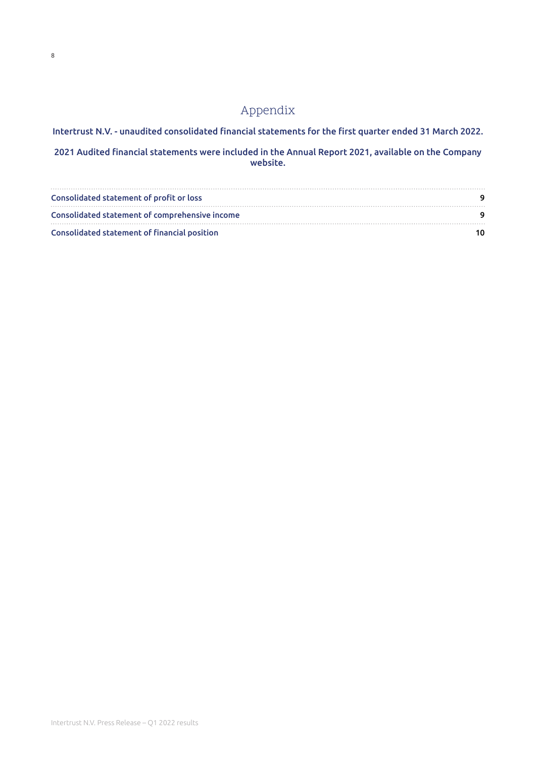# Appendix

**Intertrust N.V. - unaudited consolidated financial statements for the first quarter ended 31 March 2022.**

**2021 Audited financial statements were included in the Annual Report 2021, available on the Company website.**

| | |
|---|---|
| Consolidated statement of profit or loss | 9 |
| Consolidated statement of comprehensive income | 9 |
| Consolidated statement of financial position | 10 |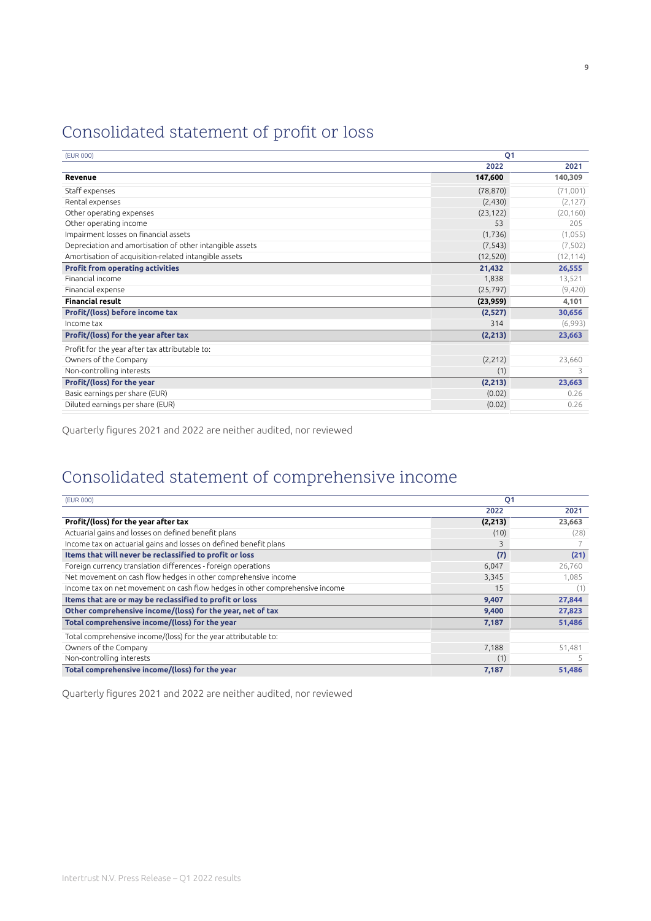# Consolidated statement of profit or loss

| (EUR 000) | Q1 | |
|---|---|---|
| | 2022 | 2021 |
| **Revenue** | **147,600** | **140,309** |
| Staff expenses | (78,870) | (71,001) |
| Rental expenses | (2,430) | (2,127) |
| Other operating expenses | (23,122) | (20,160) |
| Other operating income | 53 | 205 |
| Impairment losses on financial assets | (1,736) | (1,055) |
| Depreciation and amortisation of other intangible assets | (7,543) | (7,502) |
| Amortisation of acquisition-related intangible assets | (12,520) | (12,114) |
| **Profit from operating activities** | **21,432** | **26,555** |
| Financial income | 1,838 | 13,521 |
| Financial expense | (25,797) | (9,420) |
| **Financial result** | **(23,959)** | **4,101** |
| **Profit/(loss) before income tax** | **(2,527)** | **30,656** |
| Income tax | 314 | (6,993) |
| **Profit/(loss) for the year after tax** | **(2,213)** | **23,663** |
| Profit for the year after tax attributable to: | | |
| Owners of the Company | (2,212) | 23,660 |
| Non-controlling interests | (1) | 3 |
| **Profit/(loss) for the year** | **(2,213)** | **23,663** |
| Basic earnings per share (EUR) | (0.02) | 0.26 |
| Diluted earnings per share (EUR) | (0.02) | 0.26 |

Quarterly figures 2021 and 2022 are neither audited, nor reviewed

# Consolidated statement of comprehensive income

| (EUR 000) | Q1 | |
|---|---|---|
| | 2022 | 2021 |
| **Profit/(loss) for the year after tax** | **(2,213)** | **23,663** |
| Actuarial gains and losses on defined benefit plans | (10) | (28) |
| Income tax on actuarial gains and losses on defined benefit plans | 3 | 7 |
| **Items that will never be reclassified to profit or loss** | **(7)** | **(21)** |
| Foreign currency translation differences - foreign operations | 6,047 | 26,760 |
| Net movement on cash flow hedges in other comprehensive income | 3,345 | 1,085 |
| Income tax on net movement on cash flow hedges in other comprehensive income | 15 | (1) |
| **Items that are or may be reclassified to profit or loss** | **9,407** | **27,844** |
| **Other comprehensive income/(loss) for the year, net of tax** | **9,400** | **27,823** |
| **Total comprehensive income/(loss) for the year** | **7,187** | **51,486** |
| Total comprehensive income/(loss) for the year attributable to: | | |
| Owners of the Company | 7,188 | 51,481 |
| Non-controlling interests | (1) | 5 |
| **Total comprehensive income/(loss) for the year** | **7,187** | **51,486** |

Quarterly figures 2021 and 2022 are neither audited, nor reviewed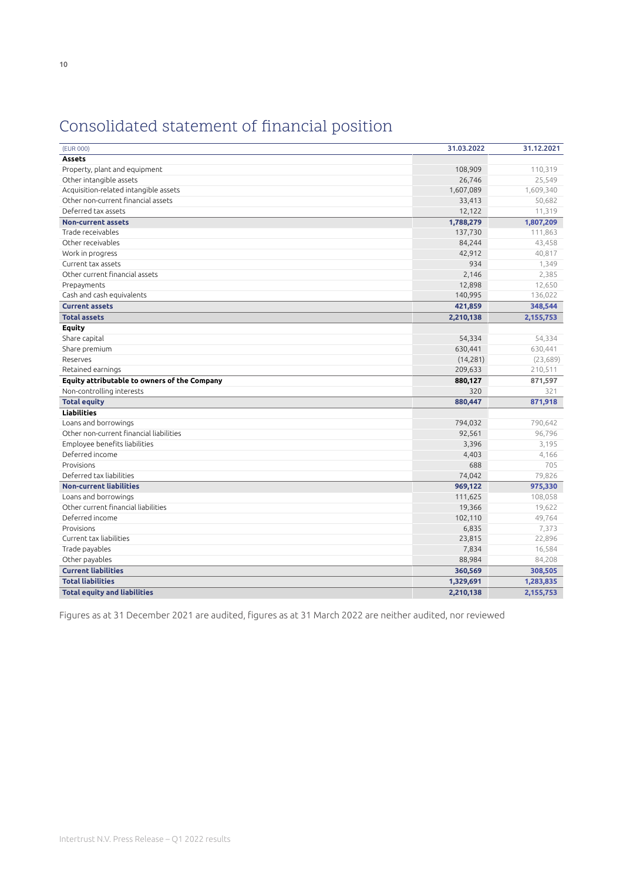# Consolidated statement of financial position

| (EUR 000) | 31.03.2022 | 31.12.2021 |
|---|---|---|
| **Assets** | | |
| Property, plant and equipment | 108,909 | 110,319 |
| Other intangible assets | 26,746 | 25,549 |
| Acquisition-related intangible assets | 1,607,089 | 1,609,340 |
| Other non-current financial assets | 33,413 | 50,682 |
| Deferred tax assets | 12,122 | 11,319 |
| **Non-current assets** | **1,788,279** | **1,807,209** |
| Trade receivables | 137,730 | 111,863 |
| Other receivables | 84,244 | 43,458 |
| Work in progress | 42,912 | 40,817 |
| Current tax assets | 934 | 1,349 |
| Other current financial assets | 2,146 | 2,385 |
| Prepayments | 12,898 | 12,650 |
| Cash and cash equivalents | 140,995 | 136,022 |
| **Current assets** | **421,859** | **348,544** |
| **Total assets** | **2,210,138** | **2,155,753** |
| **Equity** | | |
| Share capital | 54,334 | 54,334 |
| Share premium | 630,441 | 630,441 |
| Reserves | (14,281) | (23,689) |
| Retained earnings | 209,633 | 210,511 |
| **Equity attributable to owners of the Company** | **880,127** | **871,597** |
| Non-controlling interests | 320 | 321 |
| **Total equity** | **880,447** | **871,918** |
| **Liabilities** | | |
| Loans and borrowings | 794,032 | 790,642 |
| Other non-current financial liabilities | 92,561 | 96,796 |
| Employee benefits liabilities | 3,396 | 3,195 |
| Deferred income | 4,403 | 4,166 |
| Provisions | 688 | 705 |
| Deferred tax liabilities | 74,042 | 79,826 |
| **Non-current liabilities** | **969,122** | **975,330** |
| Loans and borrowings | 111,625 | 108,058 |
| Other current financial liabilities | 19,366 | 19,622 |
| Deferred income | 102,110 | 49,764 |
| Provisions | 6,835 | 7,373 |
| Current tax liabilities | 23,815 | 22,896 |
| Trade payables | 7,834 | 16,584 |
| Other payables | 88,984 | 84,208 |
| **Current liabilities** | **360,569** | **308,505** |
| **Total liabilities** | **1,329,691** | **1,283,835** |
| **Total equity and liabilities** | **2,210,138** | **2,155,753** |

Figures as at 31 December 2021 are audited, figures as at 31 March 2022 are neither audited, nor reviewed